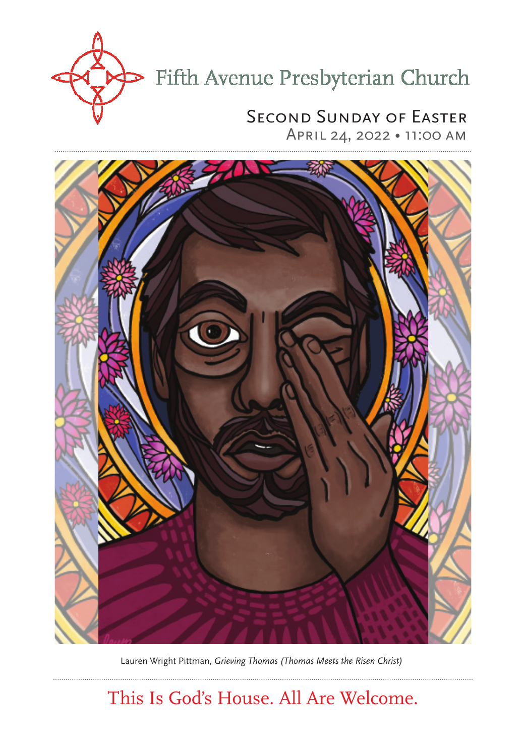# Fifth Avenue Presbyterian Church

## Second Sunday of Easter

April 24, 2022 • 11:00 AM

Lauren Wright Pittman, *Grieving Thomas (Thomas Meets the Risen Christ)*

This Is God's House. All Are Welcome.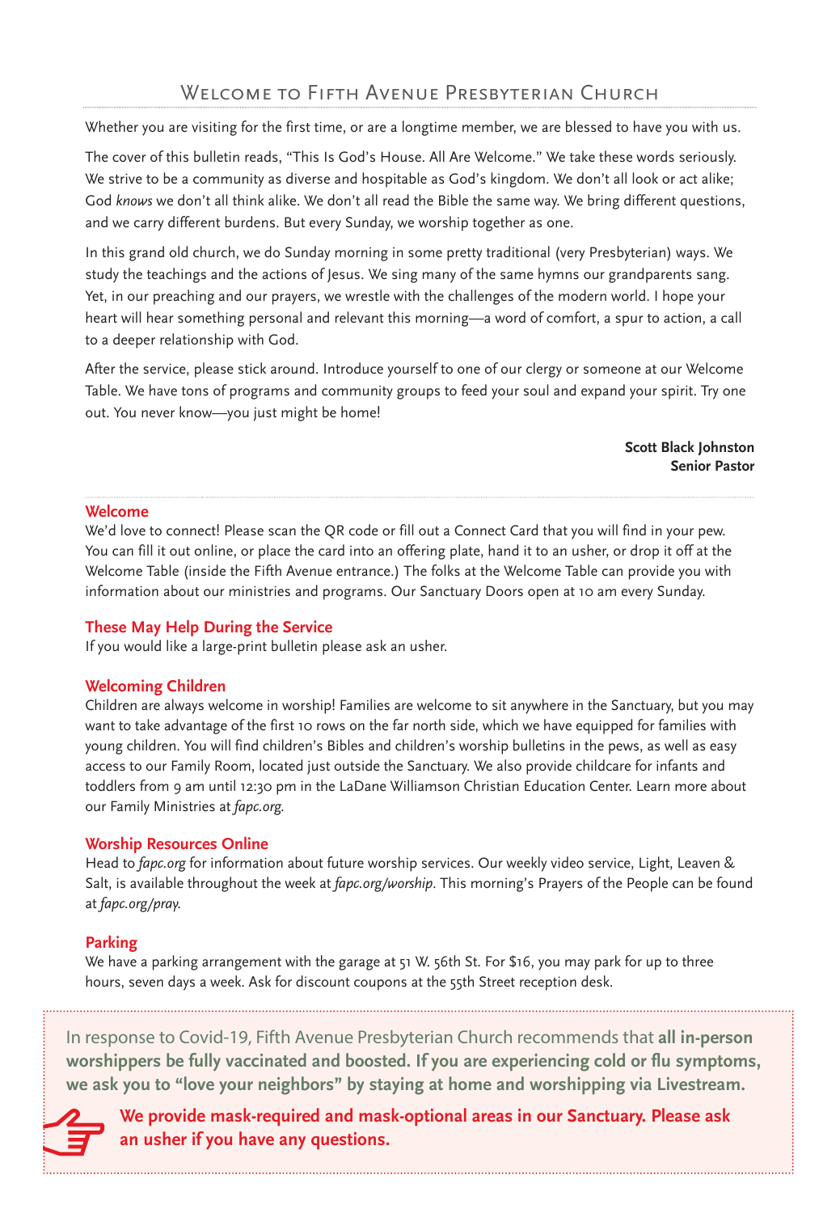# Welcome to Fifth Avenue Presbyterian Church

Whether you are visiting for the first time, or are a longtime member, we are blessed to have you with us.

The cover of this bulletin reads, "This Is God's House. All Are Welcome." We take these words seriously. We strive to be a community as diverse and hospitable as God's kingdom. We don't all look or act alike; God *knows* we don't all think alike. We don't all read the Bible the same way. We bring different questions, and we carry different burdens. But every Sunday, we worship together as one.

In this grand old church, we do Sunday morning in some pretty traditional (very Presbyterian) ways. We study the teachings and the actions of Jesus. We sing many of the same hymns our grandparents sang. Yet, in our preaching and our prayers, we wrestle with the challenges of the modern world. I hope your heart will hear something personal and relevant this morning—a word of comfort, a spur to action, a call to a deeper relationship with God.

After the service, please stick around. Introduce yourself to one of our clergy or someone at our Welcome Table. We have tons of programs and community groups to feed your soul and expand your spirit. Try one out. You never know—you just might be home!

**Scott Black Johnston**
**Senior Pastor**

## Welcome

We'd love to connect! Please scan the QR code or fill out a Connect Card that you will find in your pew. You can fill it out online, or place the card into an offering plate, hand it to an usher, or drop it off at the Welcome Table (inside the Fifth Avenue entrance.) The folks at the Welcome Table can provide you with information about our ministries and programs. Our Sanctuary Doors open at 10 am every Sunday.

## These May Help During the Service

If you would like a large-print bulletin please ask an usher.

## Welcoming Children

Children are always welcome in worship! Families are welcome to sit anywhere in the Sanctuary, but you may want to take advantage of the first 10 rows on the far north side, which we have equipped for families with young children. You will find children's Bibles and children's worship bulletins in the pews, as well as easy access to our Family Room, located just outside the Sanctuary. We also provide childcare for infants and toddlers from 9 am until 12:30 pm in the LaDane Williamson Christian Education Center. Learn more about our Family Ministries at *fapc.org.*

## Worship Resources Online

Head to *fapc.org* for information about future worship services. Our weekly video service, Light, Leaven & Salt, is available throughout the week at *fapc.org/worship*. This morning's Prayers of the People can be found at *fapc.org/pray.*

## Parking

We have a parking arrangement with the garage at 51 W. 56th St. For $16, you may park for up to three hours, seven days a week. Ask for discount coupons at the 55th Street reception desk.

In response to Covid-19, Fifth Avenue Presbyterian Church recommends that **all in-person worshippers be fully vaccinated and boosted. If you are experiencing cold or flu symptoms, we ask you to "love your neighbors" by staying at home and worshipping via Livestream.**

**We provide mask-required and mask-optional areas in our Sanctuary. Please ask an usher if you have any questions.**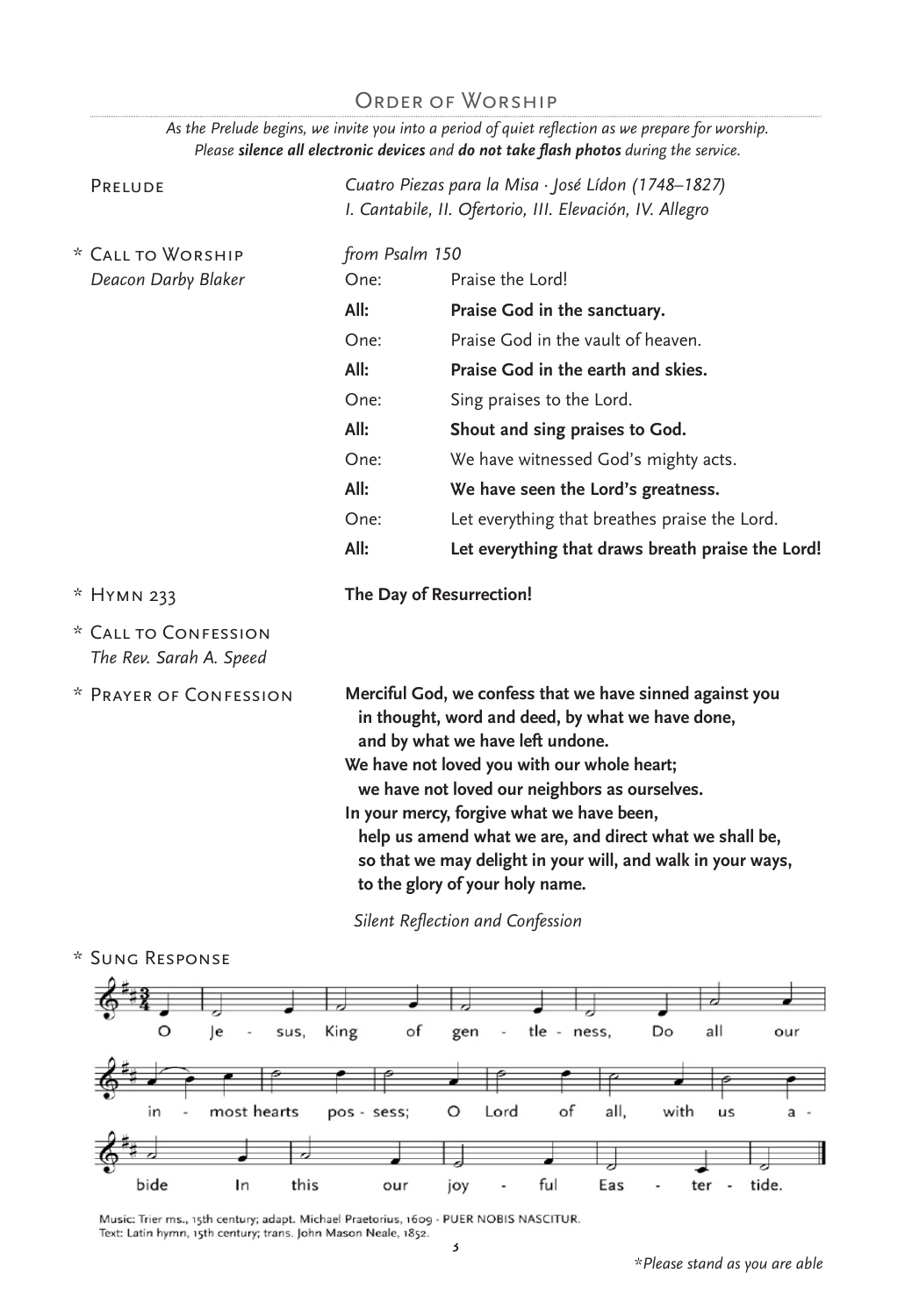## Order of Worship

*As the Prelude begins, we invite you into a period of quiet reflection as we prepare for worship. Please **silence all electronic devices** and **do not take flash photos** during the service.*

Prelude — *Cuatro Piezas para la Misa · José Lídon (1748–1827)*
*I. Cantabile, II. Ofertorio, III. Elevación, IV. Allegro*

\* Call to Worship — *from Psalm 150*
*Deacon Darby Blaker*

| | |
|---|---|
| One: | Praise the Lord! |
| **All:** | **Praise God in the sanctuary.** |
| One: | Praise God in the vault of heaven. |
| **All:** | **Praise God in the earth and skies.** |
| One: | Sing praises to the Lord. |
| **All:** | **Shout and sing praises to God.** |
| One: | We have witnessed God's mighty acts. |
| **All:** | **We have seen the Lord's greatness.** |
| One: | Let everything that breathes praise the Lord. |
| **All:** | **Let everything that draws breath praise the Lord!** |

\* Hymn 233 — **The Day of Resurrection!**

\* Call to Confession
*The Rev. Sarah A. Speed*

\* Prayer of Confession

**Merciful God, we confess that we have sinned against you**
**in thought, word and deed, by what we have done,**
**and by what we have left undone.**
**We have not loved you with our whole heart;**
**we have not loved our neighbors as ourselves.**
**In your mercy, forgive what we have been,**
**help us amend what we are, and direct what we shall be,**
**so that we may delight in your will, and walk in your ways,**
**to the glory of your holy name.**

*Silent Reflection and Confession*

\* Sung Response

O Jesus, King of gentleness, Do all our inmost hearts possess; O Lord of all, with us abide In this our joyful Eastertide.

Music: Trier ms., 15th century; adapt. Michael Praetorius, 1609 · PUER NOBIS NASCITUR.
Text: Latin hymn, 15th century; trans. John Mason Neale, 1852.

*\*Please stand as you are able*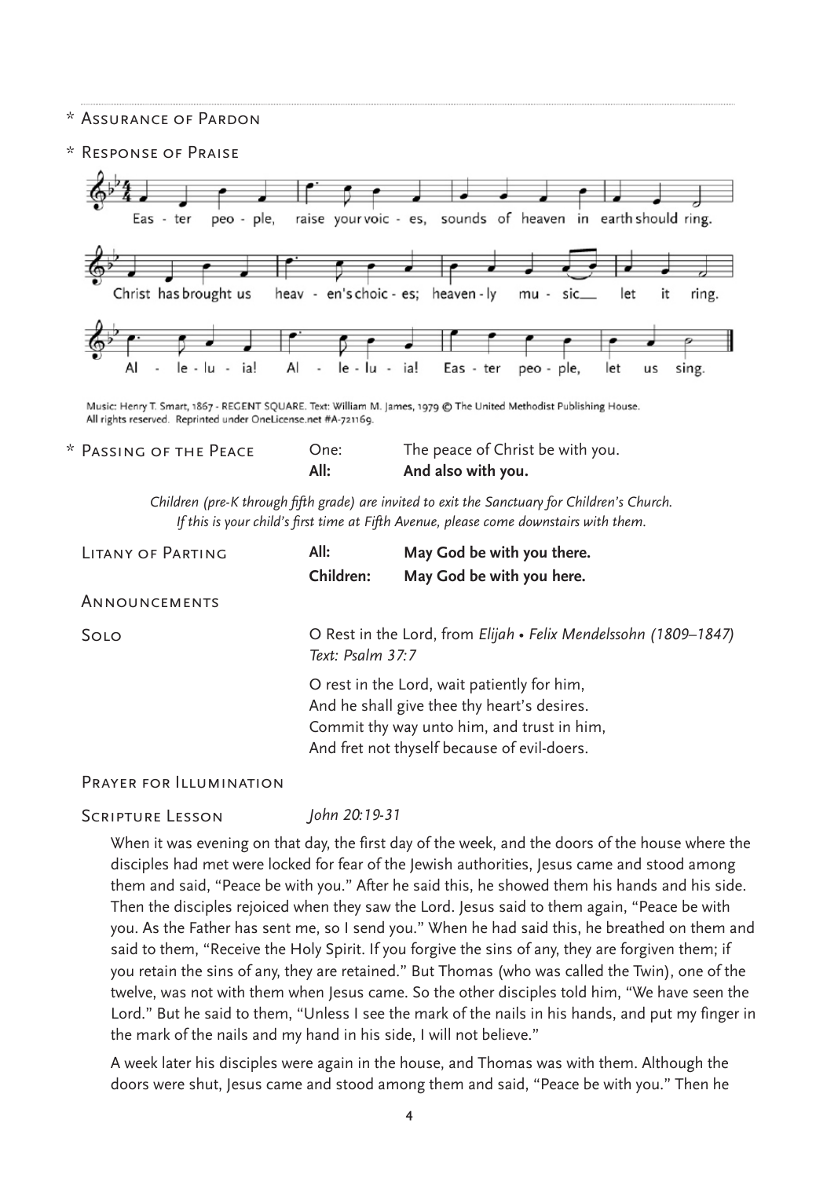\* Assurance of Pardon

\* Response of Praise

Easter people, raise your voices, sounds of heaven in earth should ring.
Christ has brought us heaven's choices; heavenly music let it ring.
Alleluia! Alleluia! Easter people, let us sing.

Music: Henry T. Smart, 1867 - REGENT SQUARE. Text: William M. James, 1979 © The United Methodist Publishing House. All rights reserved. Reprinted under OneLicense.net #A-721169.

\* Passing of the Peace

One: The peace of Christ be with you.
**All: And also with you.**

*Children (pre-K through fifth grade) are invited to exit the Sanctuary for Children's Church. If this is your child's first time at Fifth Avenue, please come downstairs with them.*

Litany of Parting

**All: May God be with you there.**
**Children: May God be with you here.**

Announcements

Solo — O Rest in the Lord, from *Elijah* • *Felix Mendelssohn (1809–1847)*
*Text: Psalm 37:7*

O rest in the Lord, wait patiently for him,
And he shall give thee thy heart's desires.
Commit thy way unto him, and trust in him,
And fret not thyself because of evil-doers.

Prayer for Illumination

Scripture Lesson — *John 20:19-31*

When it was evening on that day, the first day of the week, and the doors of the house where the disciples had met were locked for fear of the Jewish authorities, Jesus came and stood among them and said, "Peace be with you." After he said this, he showed them his hands and his side. Then the disciples rejoiced when they saw the Lord. Jesus said to them again, "Peace be with you. As the Father has sent me, so I send you." When he had said this, he breathed on them and said to them, "Receive the Holy Spirit. If you forgive the sins of any, they are forgiven them; if you retain the sins of any, they are retained." But Thomas (who was called the Twin), one of the twelve, was not with them when Jesus came. So the other disciples told him, "We have seen the Lord." But he said to them, "Unless I see the mark of the nails in his hands, and put my finger in the mark of the nails and my hand in his side, I will not believe."

A week later his disciples were again in the house, and Thomas was with them. Although the doors were shut, Jesus came and stood among them and said, "Peace be with you." Then he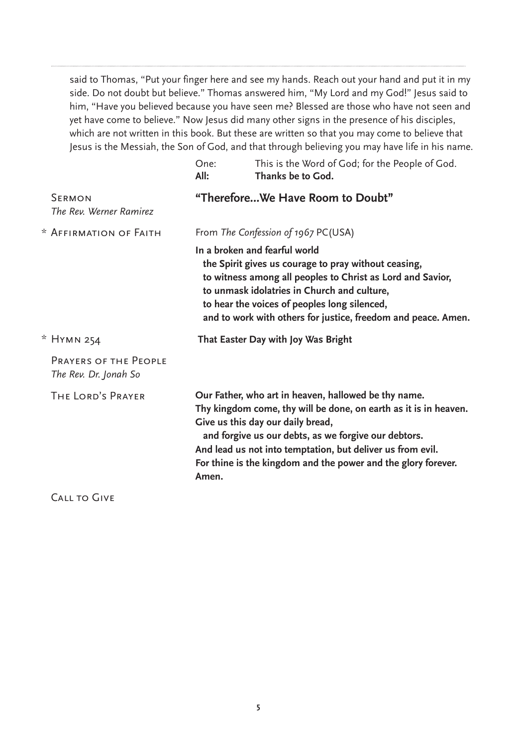said to Thomas, "Put your finger here and see my hands. Reach out your hand and put it in my side. Do not doubt but believe." Thomas answered him, "My Lord and my God!" Jesus said to him, "Have you believed because you have seen me? Blessed are those who have not seen and yet have come to believe." Now Jesus did many other signs in the presence of his disciples, which are not written in this book. But these are written so that you may come to believe that Jesus is the Messiah, the Son of God, and that through believing you may have life in his name.

One: This is the Word of God; for the People of God.
**All: Thanks be to God.**

Sermon
*The Rev. Werner Ramirez*

**"Therefore...We Have Room to Doubt"**

\* Affirmation of Faith

From *The Confession of 1967* PC(USA)

**In a broken and fearful world**
**the Spirit gives us courage to pray without ceasing,**
**to witness among all peoples to Christ as Lord and Savior,**
**to unmask idolatries in Church and culture,**
**to hear the voices of peoples long silenced,**
**and to work with others for justice, freedom and peace. Amen.**

\* Hymn 254

**That Easter Day with Joy Was Bright**

Prayers of the People
*The Rev. Dr. Jonah So*

The Lord's Prayer

**Our Father, who art in heaven, hallowed be thy name.**
**Thy kingdom come, thy will be done, on earth as it is in heaven.**
**Give us this day our daily bread,**
**and forgive us our debts, as we forgive our debtors.**
**And lead us not into temptation, but deliver us from evil.**
**For thine is the kingdom and the power and the glory forever.**
**Amen.**

Call to Give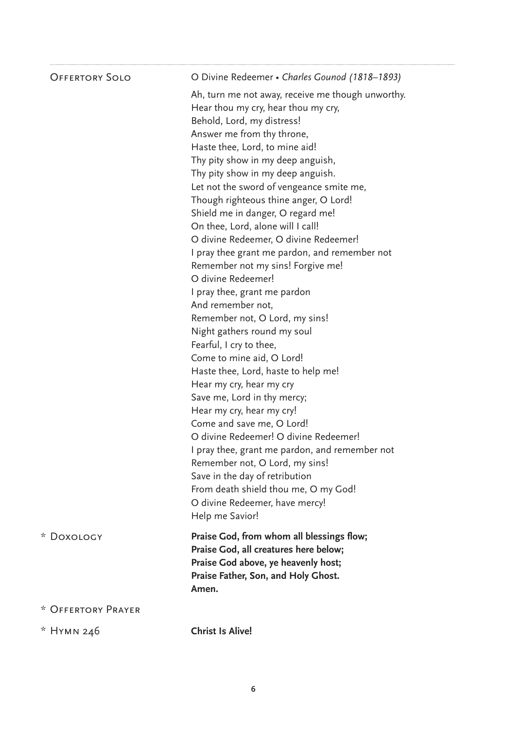**Offertory Solo** — O Divine Redeemer • *Charles Gounod (1818–1893)*

Ah, turn me not away, receive me though unworthy.  
Hear thou my cry, hear thou my cry,  
Behold, Lord, my distress!  
Answer me from thy throne,  
Haste thee, Lord, to mine aid!  
Thy pity show in my deep anguish,  
Thy pity show in my deep anguish.  
Let not the sword of vengeance smite me,  
Though righteous thine anger, O Lord!  
Shield me in danger, O regard me!  
On thee, Lord, alone will I call!  
O divine Redeemer, O divine Redeemer!  
I pray thee grant me pardon, and remember not  
Remember not my sins! Forgive me!  
O divine Redeemer!  
I pray thee, grant me pardon  
And remember not,  
Remember not, O Lord, my sins!  
Night gathers round my soul  
Fearful, I cry to thee,  
Come to mine aid, O Lord!  
Haste thee, Lord, haste to help me!  
Hear my cry, hear my cry  
Save me, Lord in thy mercy;  
Hear my cry, hear my cry!  
Come and save me, O Lord!  
O divine Redeemer! O divine Redeemer!  
I pray thee, grant me pardon, and remember not  
Remember not, O Lord, my sins!  
Save in the day of retribution  
From death shield thou me, O my God!  
O divine Redeemer, have mercy!  
Help me Savior!

\* **Doxology**

**Praise God, from whom all blessings flow;**  
**Praise God, all creatures here below;**  
**Praise God above, ye heavenly host;**  
**Praise Father, Son, and Holy Ghost.**  
**Amen.**

\* **Offertory Prayer**

\* **Hymn 246** — **Christ Is Alive!**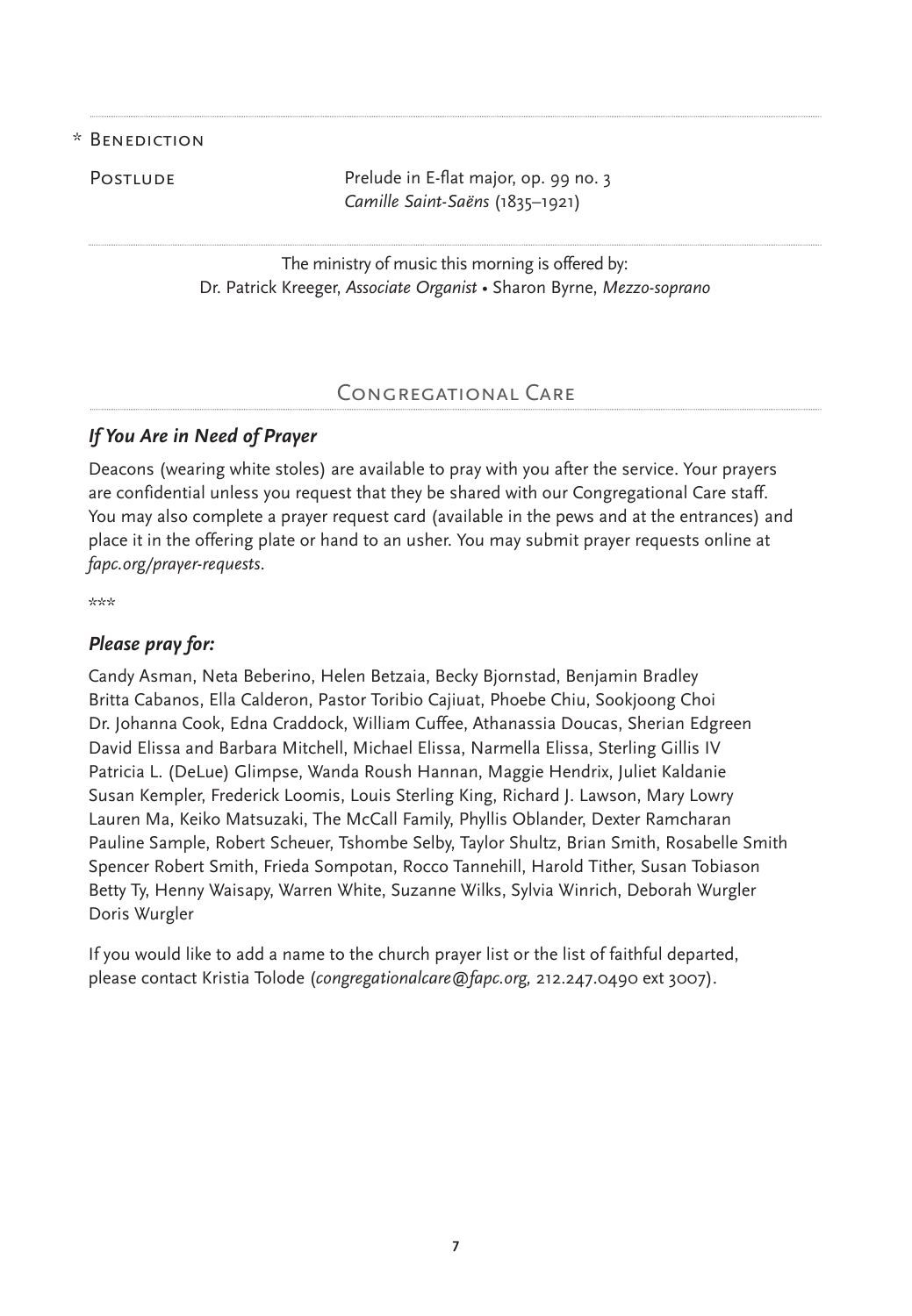\* Benediction

Postlude — Prelude in E-flat major, op. 99 no. 3
*Camille Saint-Saëns* (1835–1921)

The ministry of music this morning is offered by:
Dr. Patrick Kreeger, *Associate Organist* • Sharon Byrne, *Mezzo-soprano*

## Congregational Care

### *If You Are in Need of Prayer*

Deacons (wearing white stoles) are available to pray with you after the service. Your prayers are confidential unless you request that they be shared with our Congregational Care staff. You may also complete a prayer request card (available in the pews and at the entrances) and place it in the offering plate or hand to an usher. You may submit prayer requests online at *fapc.org/prayer-requests*.

\*\*\*

### *Please pray for:*

Candy Asman, Neta Beberino, Helen Betzaia, Becky Bjornstad, Benjamin Bradley
Britta Cabanos, Ella Calderon, Pastor Toribio Cajiuat, Phoebe Chiu, Sookjoong Choi
Dr. Johanna Cook, Edna Craddock, William Cuffee, Athanassia Doucas, Sherian Edgreen
David Elissa and Barbara Mitchell, Michael Elissa, Narmella Elissa, Sterling Gillis IV
Patricia L. (DeLue) Glimpse, Wanda Roush Hannan, Maggie Hendrix, Juliet Kaldanie
Susan Kempler, Frederick Loomis, Louis Sterling King, Richard J. Lawson, Mary Lowry
Lauren Ma, Keiko Matsuzaki, The McCall Family, Phyllis Oblander, Dexter Ramcharan
Pauline Sample, Robert Scheuer, Tshombe Selby, Taylor Shultz, Brian Smith, Rosabelle Smith
Spencer Robert Smith, Frieda Sompotan, Rocco Tannehill, Harold Tither, Susan Tobiason
Betty Ty, Henny Waisapy, Warren White, Suzanne Wilks, Sylvia Winrich, Deborah Wurgler
Doris Wurgler

If you would like to add a name to the church prayer list or the list of faithful departed, please contact Kristia Tolode (*congregationalcare@fapc.org,* 212.247.0490 ext 3007).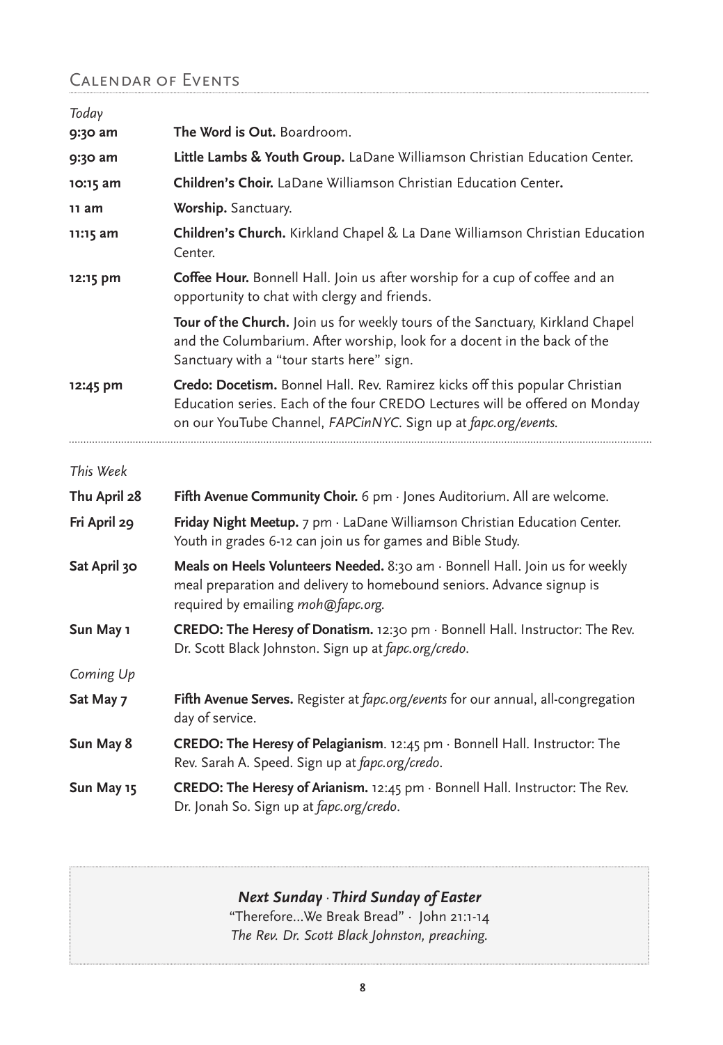## Calendar of Events

*Today*

**9:30 am** — **The Word is Out.** Boardroom.

**9:30 am** — **Little Lambs & Youth Group.** LaDane Williamson Christian Education Center.

**10:15 am** — **Children's Choir.** LaDane Williamson Christian Education Center**.**

**11 am** — **Worship.** Sanctuary.

**11:15 am** — **Children's Church.** Kirkland Chapel & La Dane Williamson Christian Education Center.

**12:15 pm** — **Coffee Hour.** Bonnell Hall. Join us after worship for a cup of coffee and an opportunity to chat with clergy and friends.

**Tour of the Church.** Join us for weekly tours of the Sanctuary, Kirkland Chapel and the Columbarium. After worship, look for a docent in the back of the Sanctuary with a "tour starts here" sign.

**12:45 pm** — **Credo: Docetism.** Bonnel Hall. Rev. Ramirez kicks off this popular Christian Education series. Each of the four CREDO Lectures will be offered on Monday on our YouTube Channel, *FAPCinNYC*. Sign up at *fapc.org/events*.

---

*This Week*

**Thu April 28** — **Fifth Avenue Community Choir.** 6 pm · Jones Auditorium. All are welcome.

**Fri April 29** — **Friday Night Meetup.** 7 pm · LaDane Williamson Christian Education Center. Youth in grades 6-12 can join us for games and Bible Study.

**Sat April 30** — **Meals on Heels Volunteers Needed.** 8:30 am · Bonnell Hall. Join us for weekly meal preparation and delivery to homebound seniors. Advance signup is required by emailing *moh@fapc.org*.

**Sun May 1** — **CREDO: The Heresy of Donatism.** 12:30 pm · Bonnell Hall. Instructor: The Rev. Dr. Scott Black Johnston. Sign up at *fapc.org/credo*.

*Coming Up*

**Sat May 7** — **Fifth Avenue Serves.** Register at *fapc.org/events* for our annual, all-congregation day of service.

**Sun May 8** — **CREDO: The Heresy of Pelagianism**. 12:45 pm · Bonnell Hall. Instructor: The Rev. Sarah A. Speed. Sign up at *fapc.org/credo*.

**Sun May 15** — **CREDO: The Heresy of Arianism.** 12:45 pm · Bonnell Hall. Instructor: The Rev. Dr. Jonah So. Sign up at *fapc.org/credo*.

---

***Next Sunday · Third Sunday of Easter***

"Therefore...We Break Bread" · John 21:1-14

*The Rev. Dr. Scott Black Johnston, preaching.*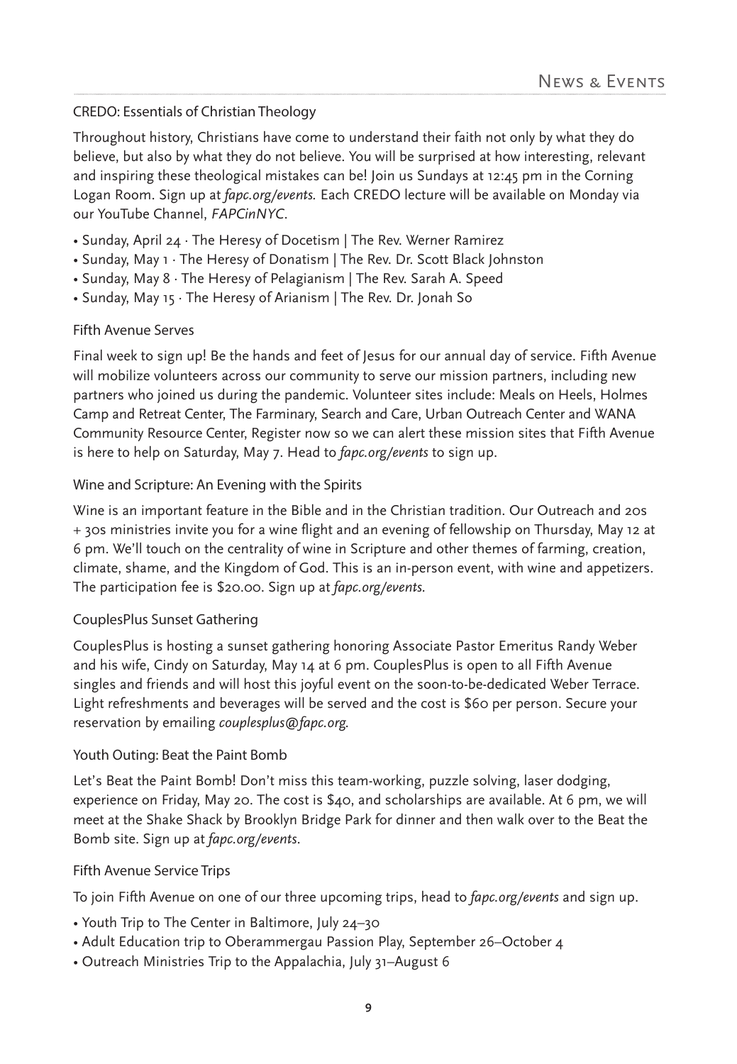# News & Events

## CREDO: Essentials of Christian Theology

Throughout history, Christians have come to understand their faith not only by what they do believe, but also by what they do not believe. You will be surprised at how interesting, relevant and inspiring these theological mistakes can be! Join us Sundays at 12:45 pm in the Corning Logan Room. Sign up at *fapc.org/events.* Each CREDO lecture will be available on Monday via our YouTube Channel, *FAPCinNYC*.

- Sunday, April 24 · The Heresy of Docetism | The Rev. Werner Ramirez
- Sunday, May 1 · The Heresy of Donatism | The Rev. Dr. Scott Black Johnston
- Sunday, May 8 · The Heresy of Pelagianism | The Rev. Sarah A. Speed
- Sunday, May 15 · The Heresy of Arianism | The Rev. Dr. Jonah So

## Fifth Avenue Serves

Final week to sign up! Be the hands and feet of Jesus for our annual day of service. Fifth Avenue will mobilize volunteers across our community to serve our mission partners, including new partners who joined us during the pandemic. Volunteer sites include: Meals on Heels, Holmes Camp and Retreat Center, The Farminary, Search and Care, Urban Outreach Center and WANA Community Resource Center, Register now so we can alert these mission sites that Fifth Avenue is here to help on Saturday, May 7. Head to *fapc.org/events* to sign up.

## Wine and Scripture: An Evening with the Spirits

Wine is an important feature in the Bible and in the Christian tradition. Our Outreach and 20s + 30s ministries invite you for a wine flight and an evening of fellowship on Thursday, May 12 at 6 pm. We'll touch on the centrality of wine in Scripture and other themes of farming, creation, climate, shame, and the Kingdom of God. This is an in-person event, with wine and appetizers. The participation fee is $20.00. Sign up at *fapc.org/events.*

## CouplesPlus Sunset Gathering

CouplesPlus is hosting a sunset gathering honoring Associate Pastor Emeritus Randy Weber and his wife, Cindy on Saturday, May 14 at 6 pm. CouplesPlus is open to all Fifth Avenue singles and friends and will host this joyful event on the soon-to-be-dedicated Weber Terrace. Light refreshments and beverages will be served and the cost is $60 per person. Secure your reservation by emailing *couplesplus@fapc.org.*

## Youth Outing: Beat the Paint Bomb

Let's Beat the Paint Bomb! Don't miss this team-working, puzzle solving, laser dodging, experience on Friday, May 20. The cost is $40, and scholarships are available. At 6 pm, we will meet at the Shake Shack by Brooklyn Bridge Park for dinner and then walk over to the Beat the Bomb site. Sign up at *fapc.org/events*.

## Fifth Avenue Service Trips

To join Fifth Avenue on one of our three upcoming trips, head to *fapc.org/events* and sign up.

- Youth Trip to The Center in Baltimore, July 24–30
- Adult Education trip to Oberammergau Passion Play, September 26–October 4
- Outreach Ministries Trip to the Appalachia, July 31–August 6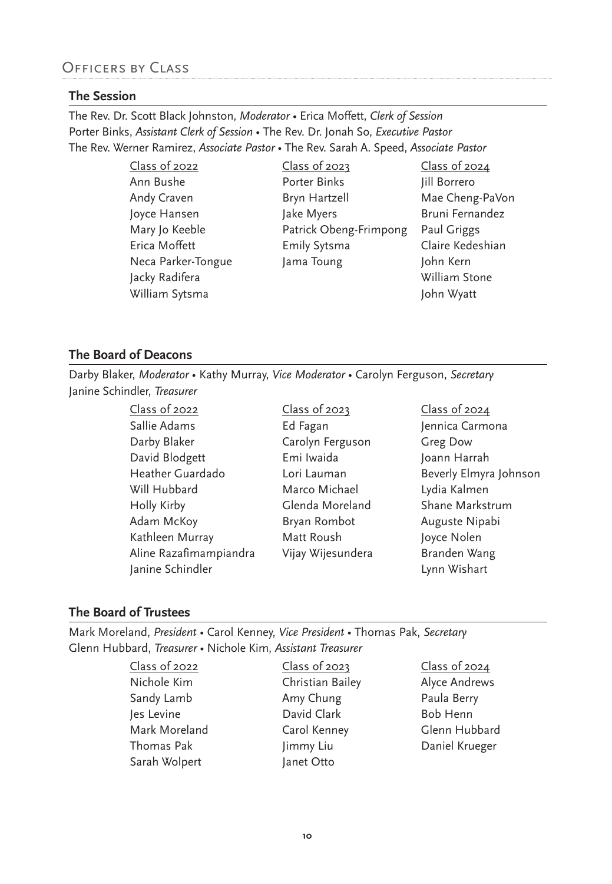## Officers by Class

### The Session

The Rev. Dr. Scott Black Johnston, *Moderator* • Erica Moffett, *Clerk of Session*
Porter Binks, *Assistant Clerk of Session* • The Rev. Dr. Jonah So, *Executive Pastor*
The Rev. Werner Ramirez, *Associate Pastor* • The Rev. Sarah A. Speed, *Associate Pastor*

| Class of 2022 | Class of 2023 | Class of 2024 |
|---|---|---|
| Ann Bushe | Porter Binks | Jill Borrero |
| Andy Craven | Bryn Hartzell | Mae Cheng-PaVon |
| Joyce Hansen | Jake Myers | Bruni Fernandez |
| Mary Jo Keeble | Patrick Obeng-Frimpong | Paul Griggs |
| Erica Moffett | Emily Sytsma | Claire Kedeshian |
| Neca Parker-Tongue | Jama Toung | John Kern |
| Jacky Radifera | | William Stone |
| William Sytsma | | John Wyatt |

### The Board of Deacons

Darby Blaker, *Moderator* • Kathy Murray, *Vice Moderator* • Carolyn Ferguson, *Secretary*
Janine Schindler, *Treasurer*

| Class of 2022 | Class of 2023 | Class of 2024 |
|---|---|---|
| Sallie Adams | Ed Fagan | Jennica Carmona |
| Darby Blaker | Carolyn Ferguson | Greg Dow |
| David Blodgett | Emi Iwaida | Joann Harrah |
| Heather Guardado | Lori Lauman | Beverly Elmyra Johnson |
| Will Hubbard | Marco Michael | Lydia Kalmen |
| Holly Kirby | Glenda Moreland | Shane Markstrum |
| Adam McKoy | Bryan Rombot | Auguste Nipabi |
| Kathleen Murray | Matt Roush | Joyce Nolen |
| Aline Razafimampiandra | Vijay Wijesundera | Branden Wang |
| Janine Schindler | | Lynn Wishart |

### The Board of Trustees

Mark Moreland, *President* • Carol Kenney, *Vice President* • Thomas Pak, *Secretary*
Glenn Hubbard, *Treasurer* • Nichole Kim, *Assistant Treasurer*

| Class of 2022 | Class of 2023 | Class of 2024 |
|---|---|---|
| Nichole Kim | Christian Bailey | Alyce Andrews |
| Sandy Lamb | Amy Chung | Paula Berry |
| Jes Levine | David Clark | Bob Henn |
| Mark Moreland | Carol Kenney | Glenn Hubbard |
| Thomas Pak | Jimmy Liu | Daniel Krueger |
| Sarah Wolpert | Janet Otto | |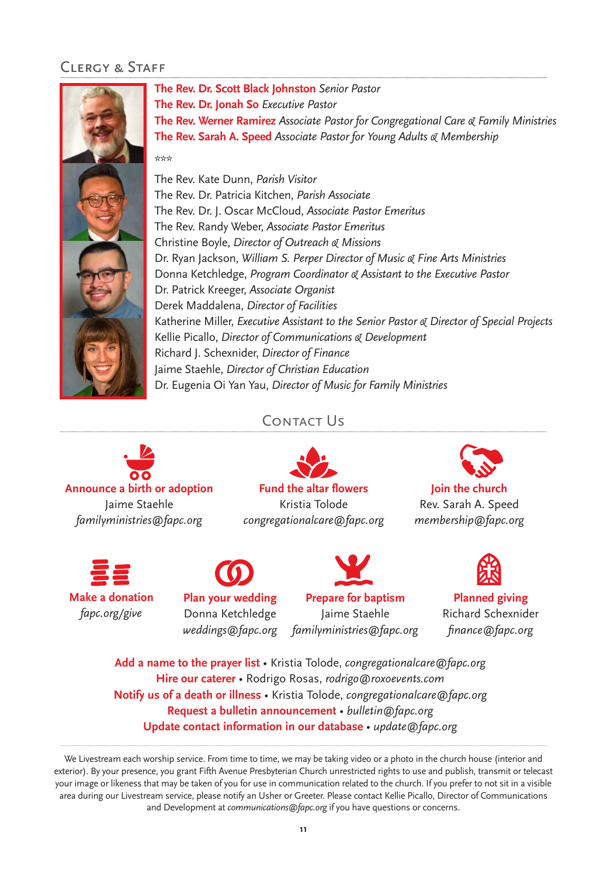## Clergy & Staff

**The Rev. Dr. Scott Black Johnston** *Senior Pastor*
**The Rev. Dr. Jonah So** *Executive Pastor*
**The Rev. Werner Ramirez** *Associate Pastor for Congregational Care & Family Ministries*
**The Rev. Sarah A. Speed** *Associate Pastor for Young Adults & Membership*

\*\*\*

The Rev. Kate Dunn, *Parish Visitor*
The Rev. Dr. Patricia Kitchen, *Parish Associate*
The Rev. Dr. J. Oscar McCloud, *Associate Pastor Emeritus*
The Rev. Randy Weber, *Associate Pastor Emeritus*
Christine Boyle, *Director of Outreach & Missions*
Dr. Ryan Jackson, *William S. Perper Director of Music & Fine Arts Ministries*
Donna Ketchledge, *Program Coordinator & Assistant to the Executive Pastor*
Dr. Patrick Kreeger, *Associate Organist*
Derek Maddalena, *Director of Facilities*
Katherine Miller, *Executive Assistant to the Senior Pastor & Director of Special Projects*
Kellie Picallo, *Director of Communications & Development*
Richard J. Schexnider, *Director of Finance*
Jaime Staehle, *Director of Christian Education*
Dr. Eugenia Oi Yan Yau, *Director of Music for Family Ministries*

## Contact Us

**Announce a birth or adoption**
Jaime Staehle
*familyministries@fapc.org*

**Fund the altar flowers**
Kristia Tolode
*congregationalcare@fapc.org*

**Join the church**
Rev. Sarah A. Speed
*membership@fapc.org*

**Make a donation**
*fapc.org/give*

**Plan your wedding**
Donna Ketchledge
*weddings@fapc.org*

**Prepare for baptism**
Jaime Staehle
*familyministries@fapc.org*

**Planned giving**
Richard Schexnider
*finance@fapc.org*

**Add a name to the prayer list** • Kristia Tolode, *congregationalcare@fapc.org*
**Hire our caterer** • Rodrigo Rosas, *rodrigo@roxoevents.com*
**Notify us of a death or illness** • Kristia Tolode, *congregationalcare@fapc.org*
**Request a bulletin announcement** • *bulletin@fapc.org*
**Update contact information in our database** • *update@fapc.org*

---

We Livestream each worship service. From time to time, we may be taking video or a photo in the church house (interior and exterior). By your presence, you grant Fifth Avenue Presbyterian Church unrestricted rights to use and publish, transmit or telecast your image or likeness that may be taken of you for use in communication related to the church. If you prefer to not sit in a visible area during our Livestream service, please notify an Usher or Greeter. Please contact Kellie Picallo, Director of Communications and Development at *communications@fapc.org* if you have questions or concerns.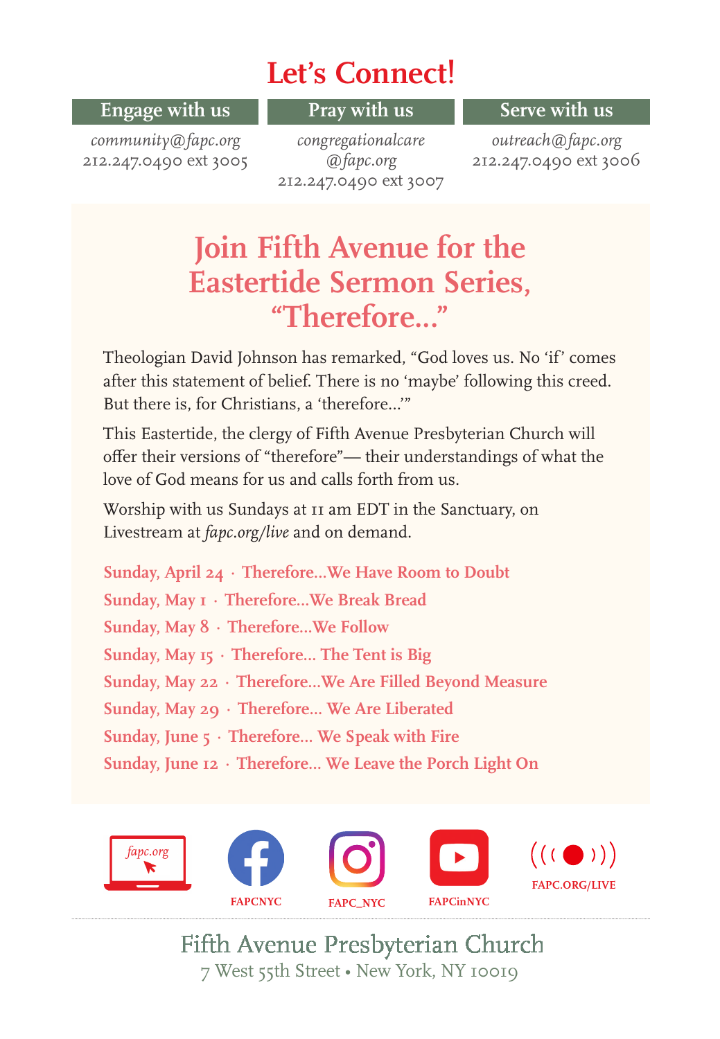# Let's Connect!

**Engage with us**

*community@fapc.org*
212.247.0490 ext 3005

**Pray with us**

*congregationalcare@fapc.org*
212.247.0490 ext 3007

**Serve with us**

*outreach@fapc.org*
212.247.0490 ext 3006

## Join Fifth Avenue for the Eastertide Sermon Series, "Therefore..."

Theologian David Johnson has remarked, "God loves us. No 'if' comes after this statement of belief. There is no 'maybe' following this creed. But there is, for Christians, a 'therefore...'"

This Eastertide, the clergy of Fifth Avenue Presbyterian Church will offer their versions of "therefore"— their understandings of what the love of God means for us and calls forth from us.

Worship with us Sundays at 11 am EDT in the Sanctuary, on Livestream at *fapc.org/live* and on demand.

**Sunday, April 24 · Therefore...We Have Room to Doubt**
**Sunday, May 1 · Therefore...We Break Bread**
**Sunday, May 8 · Therefore...We Follow**
**Sunday, May 15 · Therefore... The Tent is Big**
**Sunday, May 22 · Therefore...We Are Filled Beyond Measure**
**Sunday, May 29 · Therefore... We Are Liberated**
**Sunday, June 5 · Therefore... We Speak with Fire**
**Sunday, June 12 · Therefore... We Leave the Porch Light On**

*fapc.org*

FAPCNYC

FAPC_NYC

FAPCinNYC

FAPC.ORG/LIVE

Fifth Avenue Presbyterian Church
7 West 55th Street • New York, NY 10019